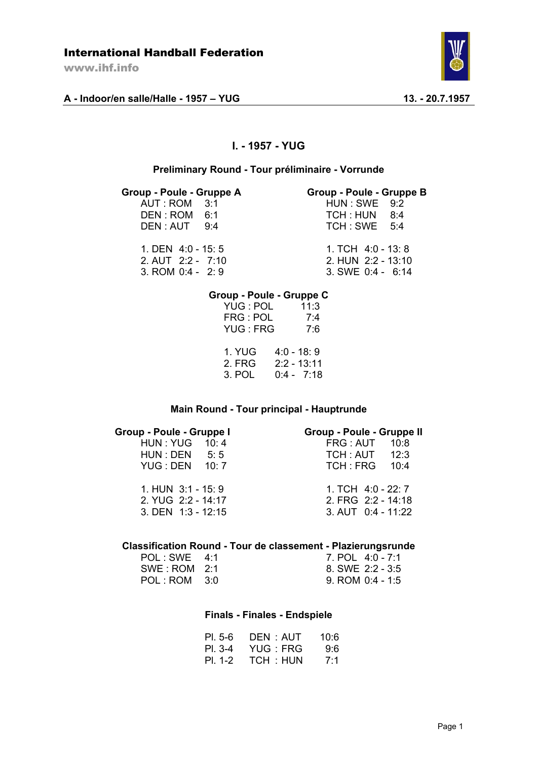International Handball Federation

www.ihf.info

**A - Indoor/en salle/Halle - 1957 – YUG** **13. - 20.7.1957**

## I. - 1957 - YUG

### Preliminary Round - Tour préliminaire - Vorrunde

**Group - Poule - Gruppe A**

| Match | Score |
|---|---|
| AUT : ROM | 3:1 |
| DEN : ROM | 6:1 |
| DEN : AUT | 9:4 |

| Rank | Team | Points | Goals |
|---|---|---|---|
| 1. | DEN | 4:0 | 15: 5 |
| 2. | AUT | 2:2 | 7:10 |
| 3. | ROM | 0:4 | 2: 9 |

**Group - Poule - Gruppe B**

| Match | Score |
|---|---|
| HUN : SWE | 9:2 |
| TCH : HUN | 8:4 |
| TCH : SWE | 5:4 |

| Rank | Team | Points | Goals |
|---|---|---|---|
| 1. | TCH | 4:0 | 13: 8 |
| 2. | HUN | 2:2 | 13:10 |
| 3. | SWE | 0:4 | 6:14 |

**Group - Poule - Gruppe C**

| Match | Score |
|---|---|
| YUG : POL | 11:3 |
| FRG : POL | 7:4 |
| YUG : FRG | 7:6 |

| Rank | Team | Points | Goals |
|---|---|---|---|
| 1. | YUG | 4:0 | 18: 9 |
| 2. | FRG | 2:2 | 13:11 |
| 3. | POL | 0:4 | 7:18 |

### Main Round - Tour principal - Hauptrunde

**Group - Poule - Gruppe I**

| Match | Score |
|---|---|
| HUN : YUG | 10: 4 |
| HUN : DEN | 5: 5 |
| YUG : DEN | 10: 7 |

| Rank | Team | Points | Goals |
|---|---|---|---|
| 1. | HUN | 3:1 | 15: 9 |
| 2. | YUG | 2:2 | 14:17 |
| 3. | DEN | 1:3 | 12:15 |

**Group - Poule - Gruppe II**

| Match | Score |
|---|---|
| FRG : AUT | 10:8 |
| TCH : AUT | 12:3 |
| TCH : FRG | 10:4 |

| Rank | Team | Points | Goals |
|---|---|---|---|
| 1. | TCH | 4:0 | 22: 7 |
| 2. | FRG | 2:2 | 14:18 |
| 3. | AUT | 0:4 | 11:22 |

### Classification Round - Tour de classement - Plazierungsrunde

| Match | Score |
|---|---|
| POL : SWE | 4:1 |
| SWE : ROM | 2:1 |
| POL : ROM | 3:0 |

| Rank | Team | Points | Goals |
|---|---|---|---|
| 7. | POL | 4:0 | 7:1 |
| 8. | SWE | 2:2 | 3:5 |
| 9. | ROM | 0:4 | 1:5 |

### Finals - Finales - Endspiele

| Place | Match | Score |
|---|---|---|
| Pl. 5-6 | DEN : AUT | 10:6 |
| Pl. 3-4 | YUG : FRG | 9:6 |
| Pl. 1-2 | TCH : HUN | 7:1 |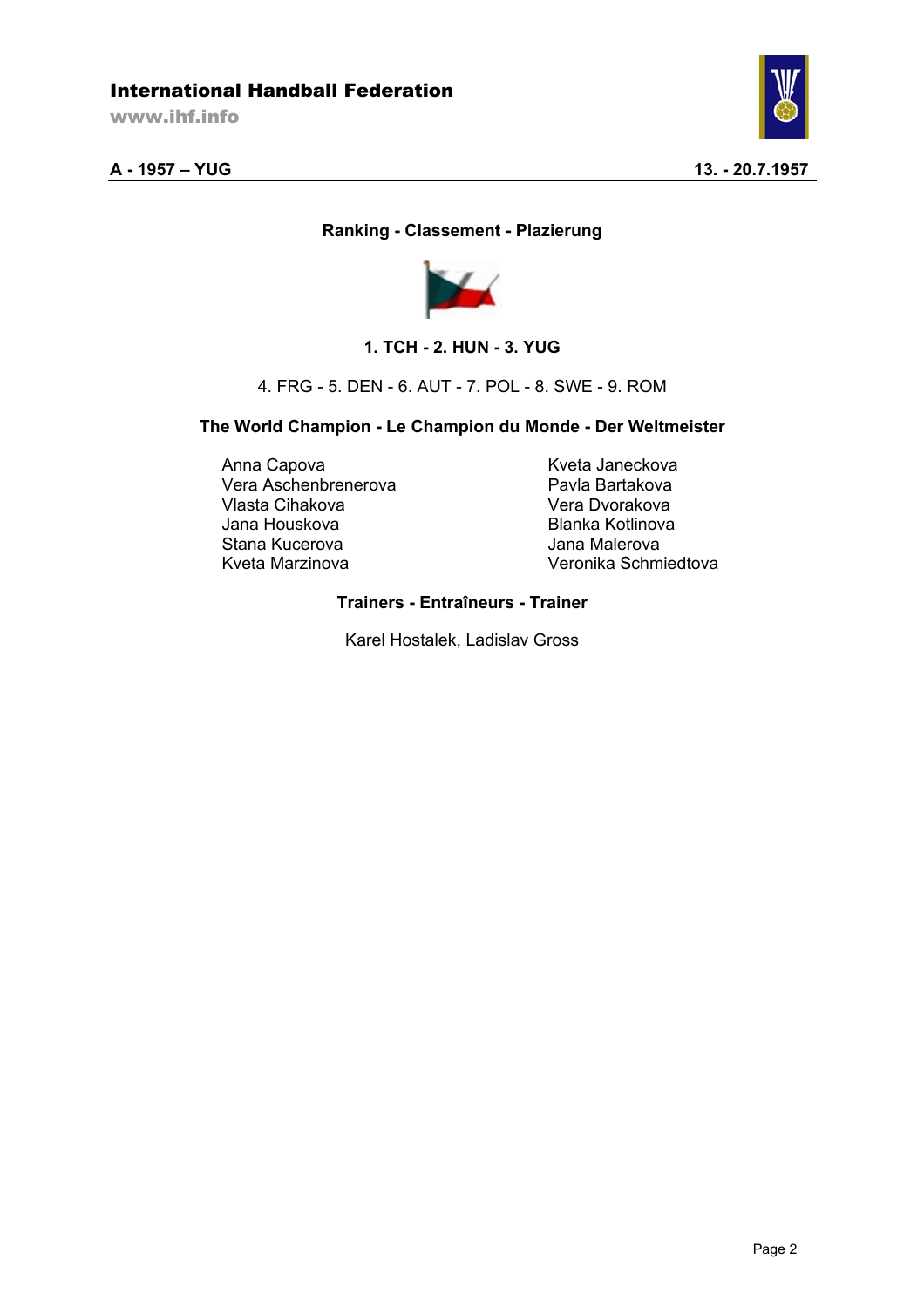**A - 1957 – YUG** **13. - 20.7.1957**

## Ranking - Classement - Plazierung

**1. TCH - 2. HUN - 3. YUG**

4. FRG - 5. DEN - 6. AUT - 7. POL - 8. SWE - 9. ROM

### The World Champion - Le Champion du Monde - Der Weltmeister

Anna Capova
Vera Aschenbrenerova
Vlasta Cihakova
Jana Houskova
Stana Kucerova
Kveta Marzinova
Kveta Janeckova
Pavla Bartakova
Vera Dvorakova
Blanka Kotlinova
Jana Malerova
Veronika Schmiedtova

### Trainers - Entraîneurs - Trainer

Karel Hostalek, Ladislav Gross